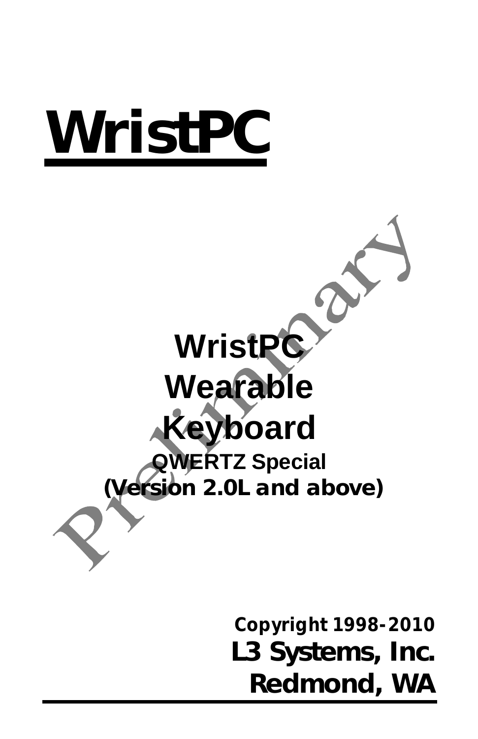# WristPC

## WristPC Wearable Keyboard

### QWERTZ Special

### (Version 2.0L and above)

Preliminary

**Copyright 1998-2010**

**L3 Systems, Inc.**

**Redmond, WA**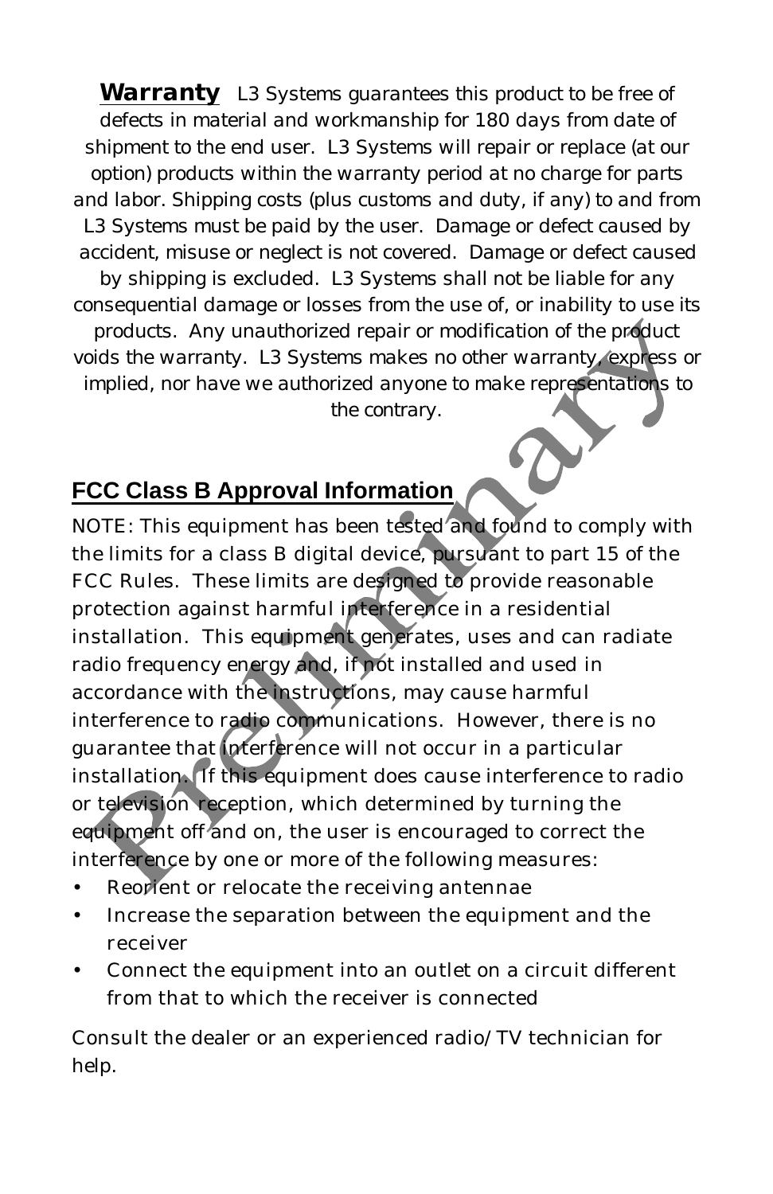**Warranty** L3 Systems guarantees this product to be free of defects in material and workmanship for 180 days from date of shipment to the end user. L3 Systems will repair or replace (at our option) products within the warranty period at no charge for parts and labor. Shipping costs (plus customs and duty, if any) to and from L3 Systems must be paid by the user. Damage or defect caused by accident, misuse or neglect is not covered. Damage or defect caused by shipping is excluded. L3 Systems shall not be liable for any consequential damage or losses from the use of, or inability to use its products. Any unauthorized repair or modification of the product voids the warranty. L3 Systems makes no other warranty, express or implied, nor have we authorized anyone to make representations to the contrary.

## FCC Class B Approval Information

NOTE: This equipment has been tested and found to comply with the limits for a class B digital device, pursuant to part 15 of the FCC Rules. These limits are designed to provide reasonable protection against harmful interference in a residential installation. This equipment generates, uses and can radiate radio frequency energy and, if not installed and used in accordance with the instructions, may cause harmful interference to radio communications. However, there is no guarantee that interference will not occur in a particular installation. If this equipment does cause interference to radio or television reception, which determined by turning the equipment off and on, the user is encouraged to correct the interference by one or more of the following measures:

- Reorient or relocate the receiving antennae
- Increase the separation between the equipment and the receiver
- Connect the equipment into an outlet on a circuit different from that to which the receiver is connected

Consult the dealer or an experienced radio/TV technician for help.

Preliminary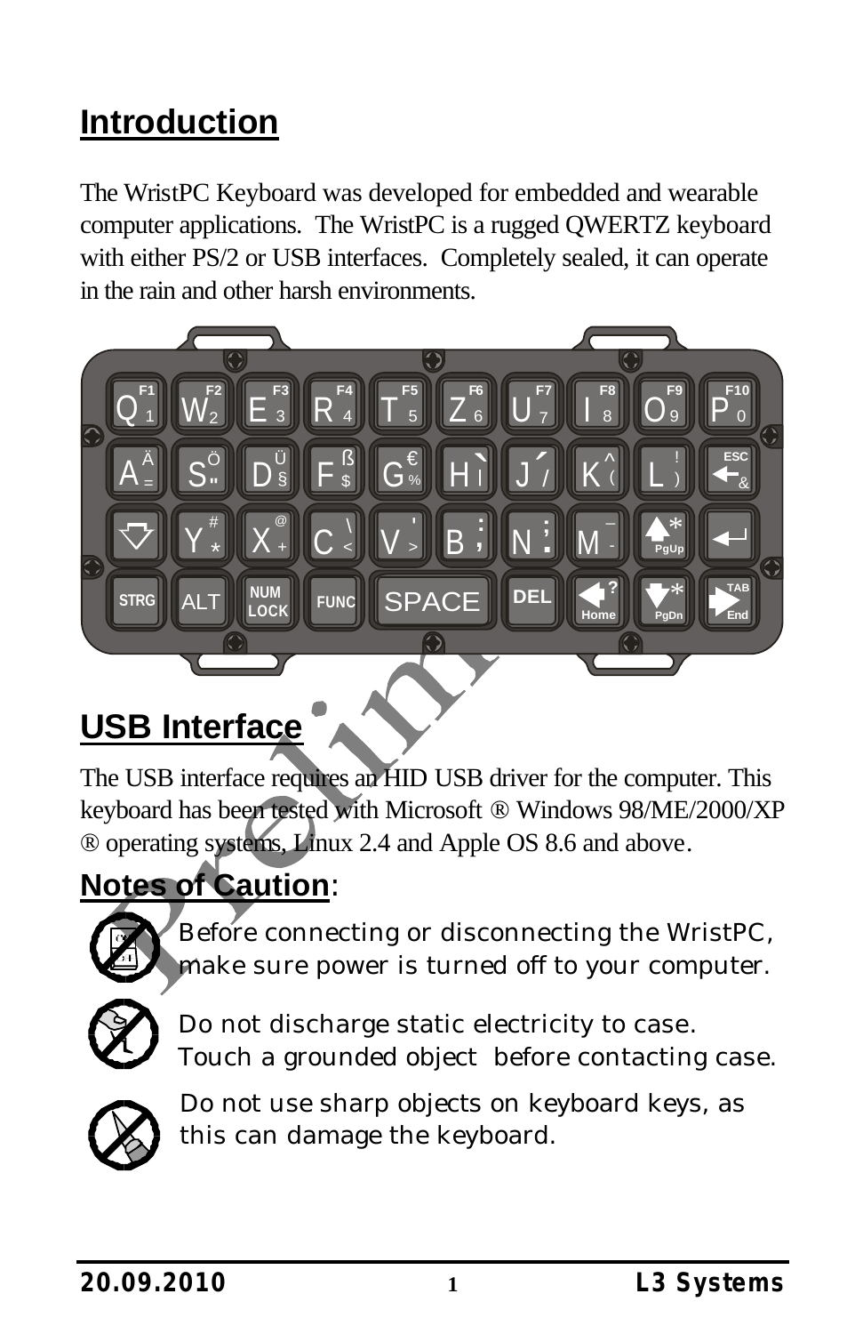# Introduction

The WristPC Keyboard was developed for embedded and wearable computer applications. The WristPC is a rugged QWERTZ keyboard with either PS/2 or USB interfaces. Completely sealed, it can operate in the rain and other harsh environments.

## USB Interface

The USB interface requires an HID USB driver for the computer. This keyboard has been tested with Microsoft ® Windows 98/ME/2000/XP ® operating systems, Linux 2.4 and Apple OS 8.6 and above.

## Notes of Caution:

Before connecting or disconnecting the WristPC, make sure power is turned off to your computer.

Do not discharge static electricity to case. Touch a grounded object before contacting case.

Do not use sharp objects on keyboard keys, as this can damage the keyboard.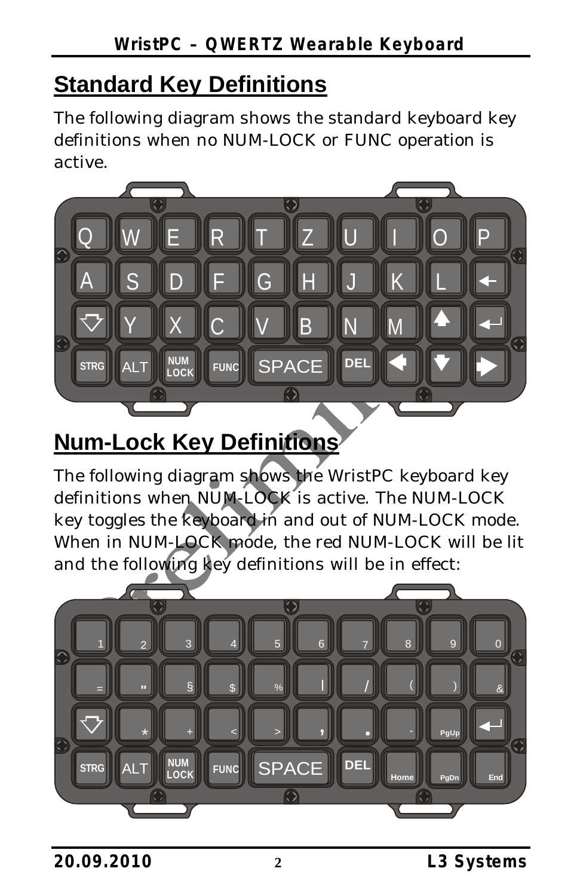## Standard Key Definitions

The following diagram shows the standard keyboard key definitions when no NUM-LOCK or FUNC operation is active.

## Num-Lock Key Definitions

The following diagram shows the WristPC keyboard key definitions when NUM-LOCK is active. The NUM-LOCK key toggles the keyboard in and out of NUM-LOCK mode. When in NUM-LOCK mode, the red NUM-LOCK will be lit and the following key definitions will be in effect: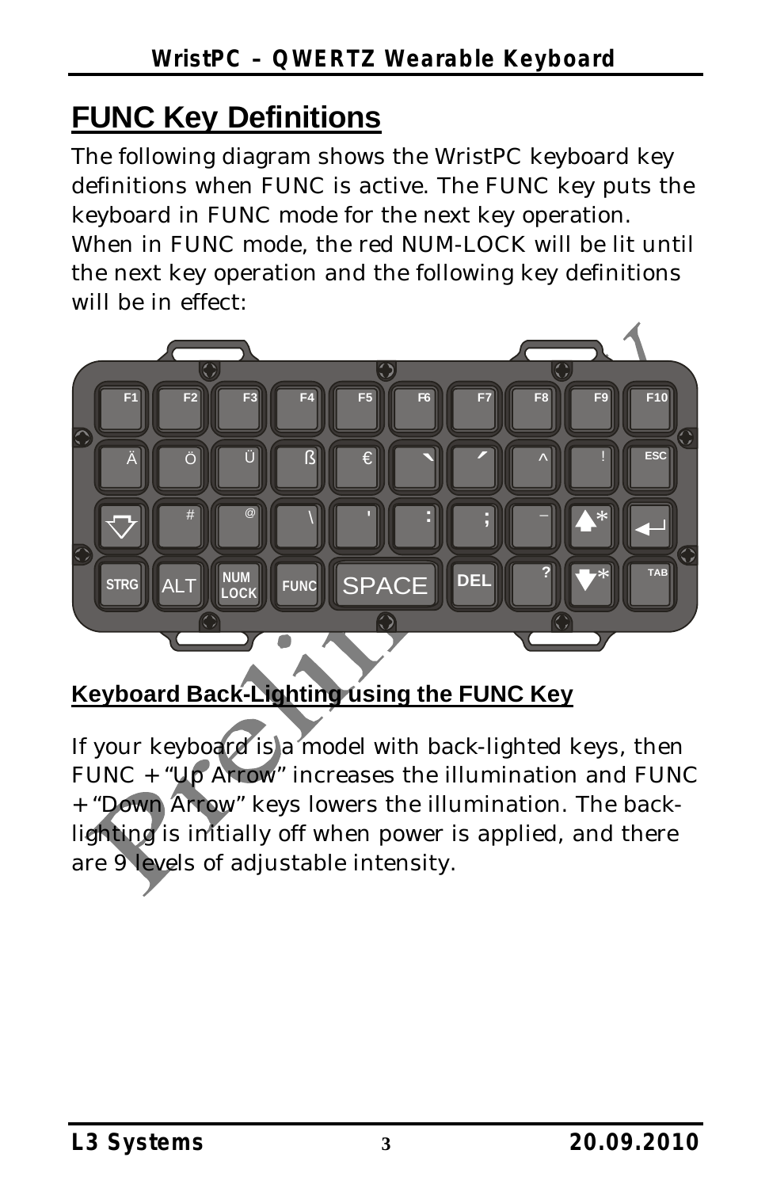# FUNC Key Definitions

The following diagram shows the WristPC keyboard key definitions when FUNC is active. The FUNC key puts the keyboard in FUNC mode for the next key operation. When in FUNC mode, the red NUM-LOCK will be lit until the next key operation and the following key definitions will be in effect:

## Keyboard Back-Lighting using the FUNC Key

If your keyboard is a model with back-lighted keys, then FUNC + "Up Arrow" increases the illumination and FUNC + "Down Arrow" keys lowers the illumination. The back-lighting is initially off when power is applied, and there are 9 levels of adjustable intensity.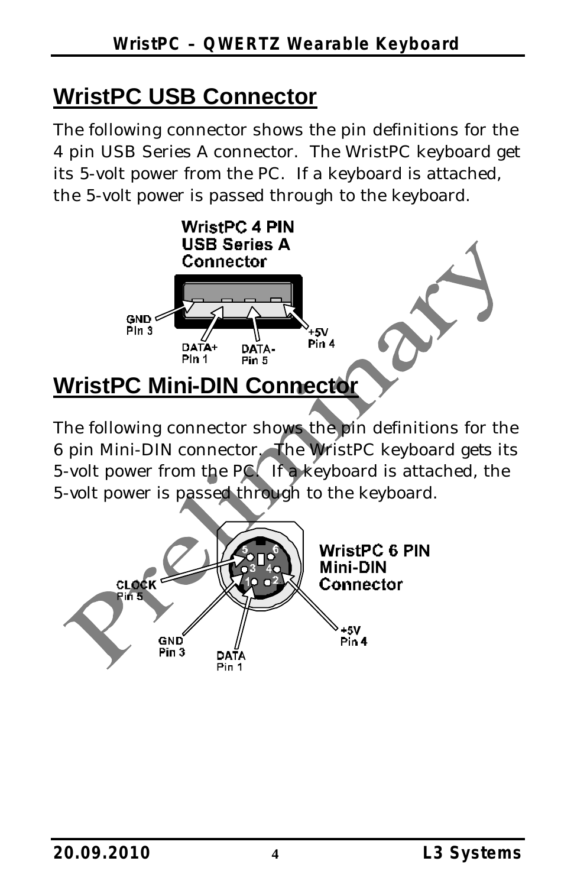# WristPC USB Connector

The following connector shows the pin definitions for the 4 pin USB Series A connector. The WristPC keyboard get its 5-volt power from the PC. If a keyboard is attached, the 5-volt power is passed through to the keyboard.

WristPC 4 PIN USB Series A Connector

GND Pin 3

DATA+ Pin 1

DATA- Pin 5

+5V Pin 4

# WristPC Mini-DIN Connector

The following connector shows the pin definitions for the 6 pin Mini-DIN connector. The WristPC keyboard gets its 5-volt power from the PC. If a keyboard is attached, the 5-volt power is passed through to the keyboard.

WristPC 6 PIN Mini-DIN Connector

CLOCK Pin 5

GND Pin 3

DATA Pin 1

+5V Pin 4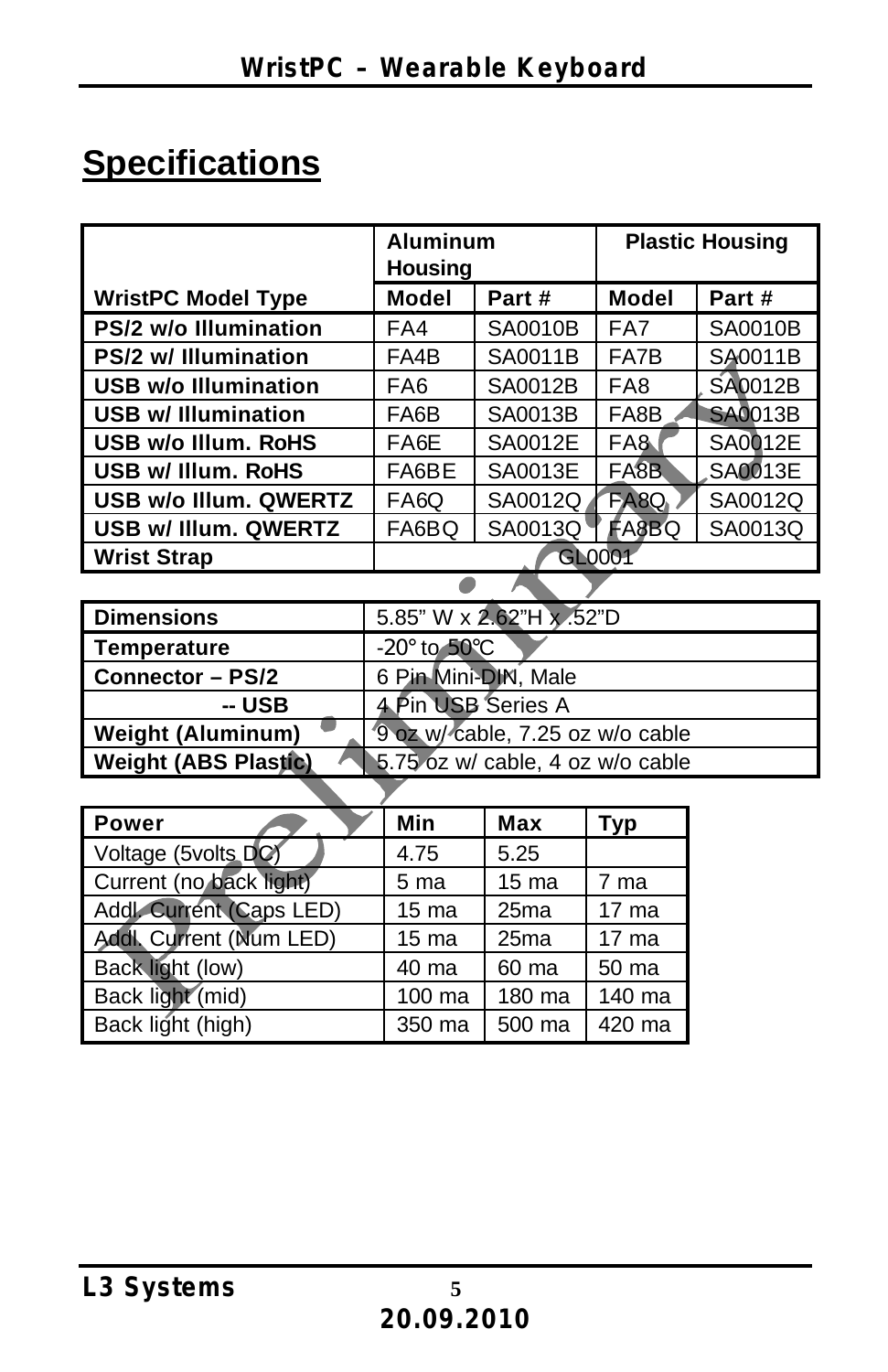## Specifications

| WristPC Model Type | Aluminum Housing | | Plastic Housing | |
|---|---|---|---|---|
| | Model | Part # | Model | Part # |
| PS/2 w/o Illumination | FA4 | SA0010B | FA7 | SA0010B |
| PS/2 w/ Illumination | FA4B | SA0011B | FA7B | SA0011B |
| USB w/o Illumination | FA6 | SA0012B | FA8 | SA0012B |
| USB w/ Illumination | FA6B | SA0013B | FA8B | SA0013B |
| USB w/o Illum. RoHS | FA6E | SA0012E | FA8 | SA0012E |
| USB w/ Illum. RoHS | FA6BE | SA0013E | FA8B | SA0013E |
| USB w/o Illum. QWERTZ | FA6Q | SA0012Q | FA8Q | SA0012Q |
| USB w/ Illum. QWERTZ | FA6BQ | SA0013Q | FA8BQ | SA0013Q |
| Wrist Strap | GL0001 | | | |

| Dimensions | 5.85" W x 2.62"H x .52"D |
|---|---|
| Temperature | -20° to 50°C |
| Connector – PS/2 | 6 Pin Mini-DIN, Male |
| -- USB | 4 Pin USB Series A |
| Weight (Aluminum) | 9 oz w/ cable, 7.25 oz w/o cable |
| Weight (ABS Plastic) | 5.75 oz w/ cable, 4 oz w/o cable |

| Power | Min | Max | Typ |
|---|---|---|---|
| Voltage (5volts DC) | 4.75 | 5.25 | |
| Current (no back light) | 5 ma | 15 ma | 7 ma |
| Addl. Current (Caps LED) | 15 ma | 25ma | 17 ma |
| Addl. Current (Num LED) | 15 ma | 25ma | 17 ma |
| Back light (low) | 40 ma | 60 ma | 50 ma |
| Back light (mid) | 100 ma | 180 ma | 140 ma |
| Back light (high) | 350 ma | 500 ma | 420 ma |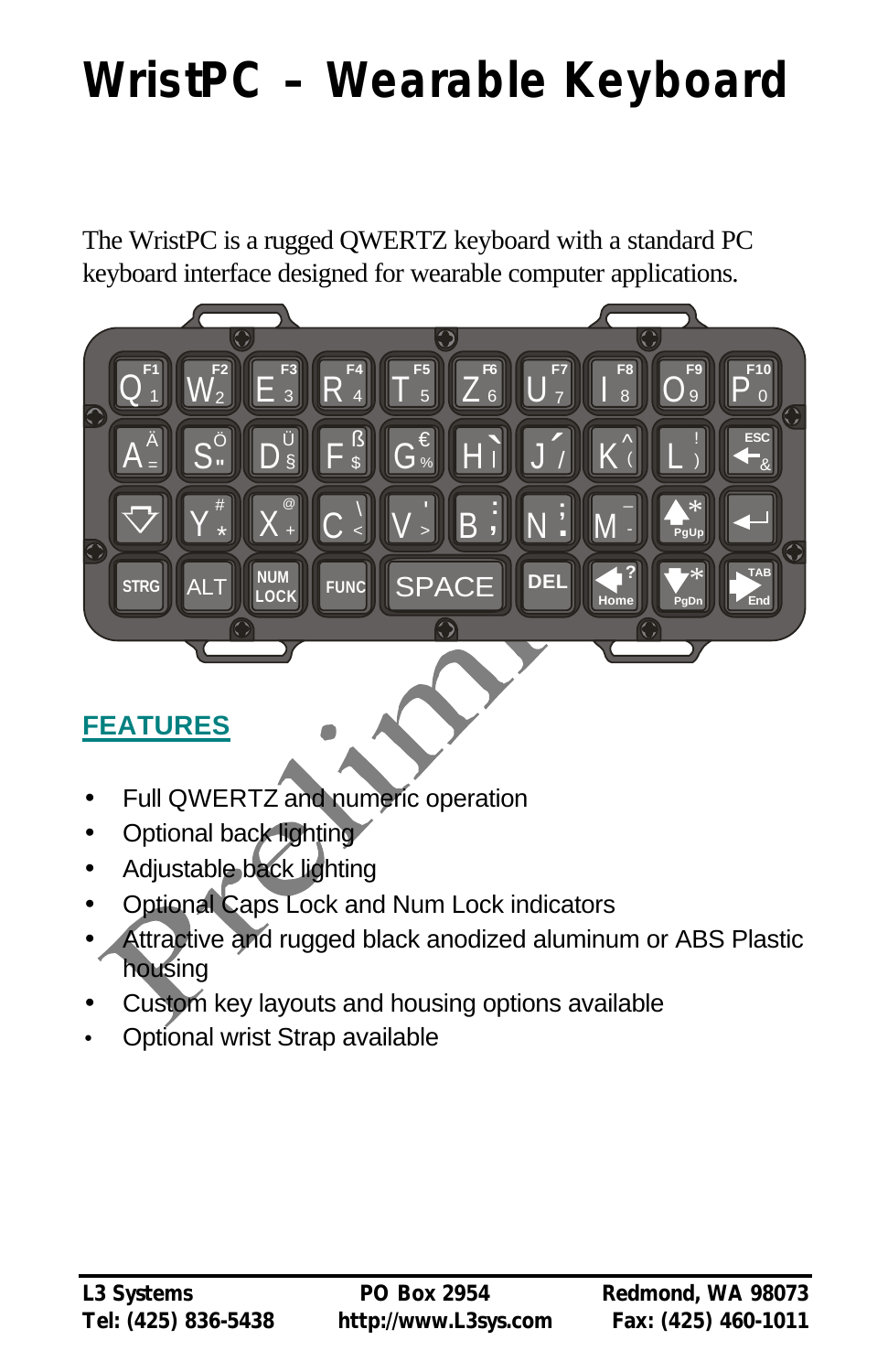# WristPC – Wearable Keyboard

The WristPC is a rugged QWERTZ keyboard with a standard PC keyboard interface designed for wearable computer applications.

## FEATURES

- Full QWERTZ and numeric operation
- Optional back lighting
- Adjustable back lighting
- Optional Caps Lock and Num Lock indicators
- Attractive and rugged black anodized aluminum or ABS Plastic housing
- Custom key layouts and housing options available
- Optional wrist Strap available

L3 Systems | PO Box 2954 | Redmond, WA 98073
Tel: (425) 836-5438 | http://www.L3sys.com | Fax: (425) 460-1011